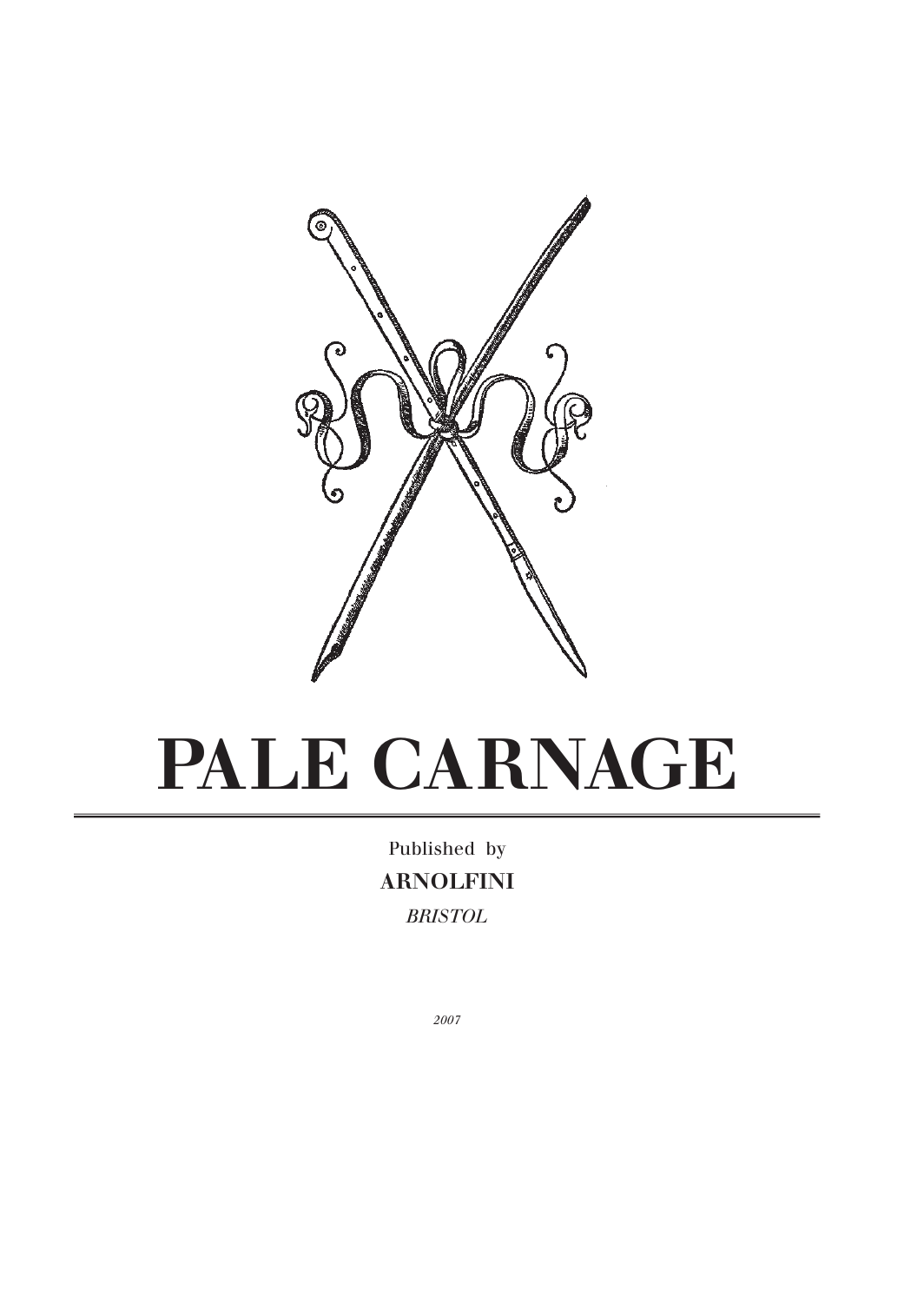# PALE CARNAGE

Published by

**ARNOLFINI**

*BRISTOL*

*2007*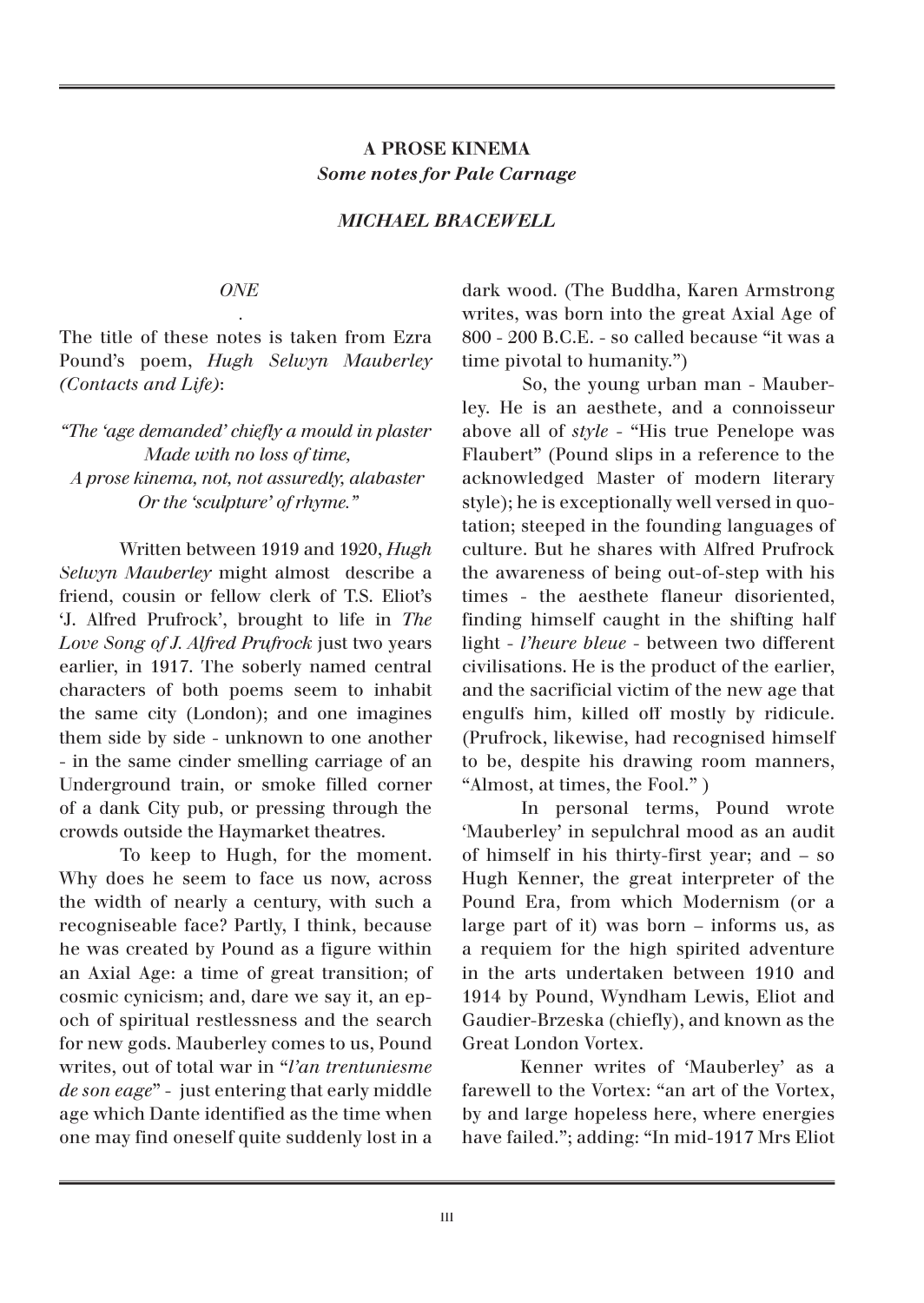## A PROSE KINEMA

*Some notes for Pale Carnage*

*MICHAEL BRACEWELL*

*ONE*

The title of these notes is taken from Ezra Pound's poem, *Hugh Selwyn Mauberley (Contacts and Life)*:

*"The 'age demanded' chiefly a mould in plaster*
*Made with no loss of time,*
*A prose kinema, not, not assuredly, alabaster*
*Or the 'sculpture' of rhyme."*

Written between 1919 and 1920, *Hugh Selwyn Mauberley* might almost describe a friend, cousin or fellow clerk of T.S. Eliot's 'J. Alfred Prufrock', brought to life in *The Love Song of J. Alfred Prufrock* just two years earlier, in 1917. The soberly named central characters of both poems seem to inhabit the same city (London); and one imagines them side by side - unknown to one another - in the same cinder smelling carriage of an Underground train, or smoke filled corner of a dank City pub, or pressing through the crowds outside the Haymarket theatres.

To keep to Hugh, for the moment. Why does he seem to face us now, across the width of nearly a century, with such a recogniseable face? Partly, I think, because he was created by Pound as a figure within an Axial Age: a time of great transition; of cosmic cynicism; and, dare we say it, an epoch of spiritual restlessness and the search for new gods. Mauberley comes to us, Pound writes, out of total war in "*l'an trentuniesme de son eage*" - just entering that early middle age which Dante identified as the time when one may find oneself quite suddenly lost in a dark wood. (The Buddha, Karen Armstrong writes, was born into the great Axial Age of 800 - 200 B.C.E. - so called because "it was a time pivotal to humanity.")

So, the young urban man - Mauberley. He is an aesthete, and a connoisseur above all of *style* - "His true Penelope was Flaubert" (Pound slips in a reference to the acknowledged Master of modern literary style); he is exceptionally well versed in quotation; steeped in the founding languages of culture. But he shares with Alfred Prufrock the awareness of being out-of-step with his times - the aesthete flaneur disoriented, finding himself caught in the shifting half light - *l'heure bleue* - between two different civilisations. He is the product of the earlier, and the sacrificial victim of the new age that engulfs him, killed off mostly by ridicule. (Prufrock, likewise, had recognised himself to be, despite his drawing room manners, "Almost, at times, the Fool." )

In personal terms, Pound wrote 'Mauberley' in sepulchral mood as an audit of himself in his thirty-first year; and – so Hugh Kenner, the great interpreter of the Pound Era, from which Modernism (or a large part of it) was born – informs us, as a requiem for the high spirited adventure in the arts undertaken between 1910 and 1914 by Pound, Wyndham Lewis, Eliot and Gaudier-Brzeska (chiefly), and known as the Great London Vortex.

Kenner writes of 'Mauberley' as a farewell to the Vortex: "an art of the Vortex, by and large hopeless here, where energies have failed."; adding: "In mid-1917 Mrs Eliot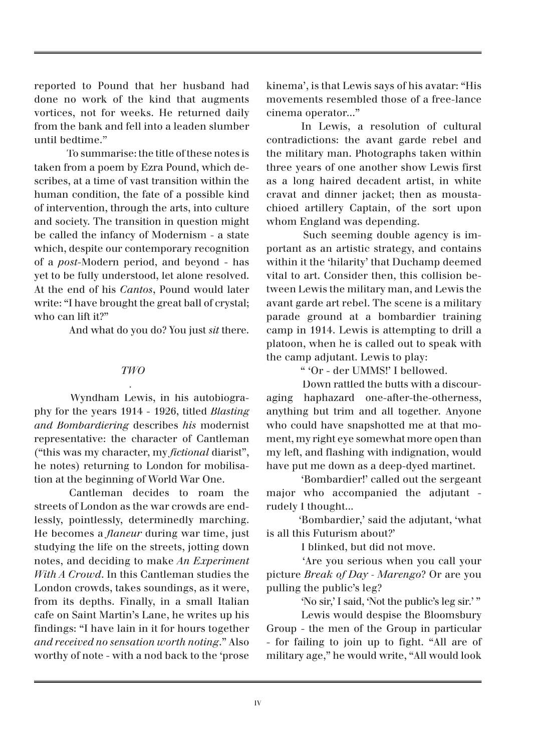reported to Pound that her husband had done no work of the kind that augments vortices, not for weeks. He returned daily from the bank and fell into a leaden slumber until bedtime."

To summarise: the title of these notes is taken from a poem by Ezra Pound, which describes, at a time of vast transition within the human condition, the fate of a possible kind of intervention, through the arts, into culture and society. The transition in question might be called the infancy of Modernism - a state which, despite our contemporary recognition of a *post*-Modern period, and beyond - has yet to be fully understood, let alone resolved. At the end of his *Cantos*, Pound would later write: "I have brought the great ball of crystal; who can lift it?"

And what do you do? You just *sit* there.

## *TWO*

Wyndham Lewis, in his autobiography for the years 1914 - 1926, titled *Blasting and Bombardiering* describes *his* modernist representative: the character of Cantleman ("this was my character, my *fictional* diarist", he notes) returning to London for mobilisation at the beginning of World War One.

Cantleman decides to roam the streets of London as the war crowds are endlessly, pointlessly, determinedly marching. He becomes a *flaneur* during war time, just studying the life on the streets, jotting down notes, and deciding to make *An Experiment With A Crowd*. In this Cantleman studies the London crowds, takes soundings, as it were, from its depths. Finally, in a small Italian cafe on Saint Martin's Lane, he writes up his findings: "I have lain in it for hours together *and received no sensation worth noting*." Also worthy of note - with a nod back to the 'prose kinema', is that Lewis says of his avatar: "His movements resembled those of a free-lance cinema operator..."

In Lewis, a resolution of cultural contradictions: the avant garde rebel and the military man. Photographs taken within three years of one another show Lewis first as a long haired decadent artist, in white cravat and dinner jacket; then as moustachioed artillery Captain, of the sort upon whom England was depending.

Such seeming double agency is important as an artistic strategy, and contains within it the 'hilarity' that Duchamp deemed vital to art. Consider then, this collision between Lewis the military man, and Lewis the avant garde art rebel. The scene is a military parade ground at a bombardier training camp in 1914. Lewis is attempting to drill a platoon, when he is called out to speak with the camp adjutant. Lewis to play:

" 'Or - der UMMS!' I bellowed.

Down rattled the butts with a discouraging haphazard one-after-the-otherness, anything but trim and all together. Anyone who could have snapshotted me at that moment, my right eye somewhat more open than my left, and flashing with indignation, would have put me down as a deep-dyed martinet.

'Bombardier!' called out the sergeant major who accompanied the adjutant - rudely I thought...

'Bombardier,' said the adjutant, 'what is all this Futurism about?'

I blinked, but did not move.

'Are you serious when you call your picture *Break of Day - Marengo*? Or are you pulling the public's leg?

'No sir,' I said, 'Not the public's leg sir.' "

Lewis would despise the Bloomsbury Group - the men of the Group in particular - for failing to join up to fight. "All are of military age," he would write, "All would look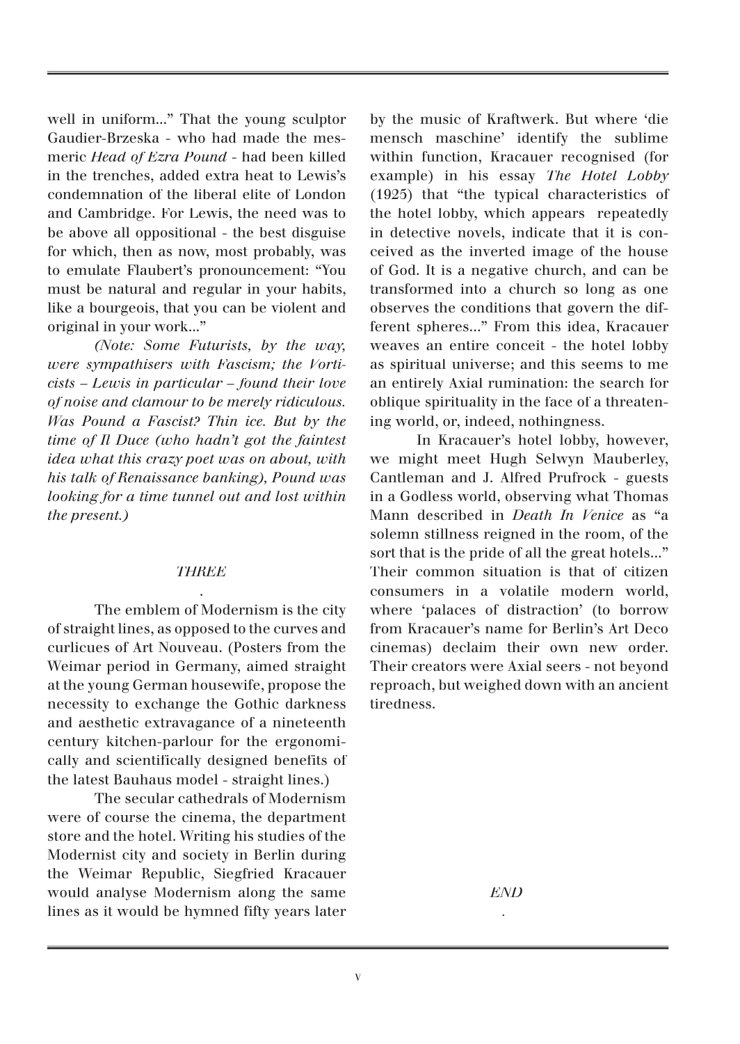well in uniform..." That the young sculptor Gaudier-Brzeska - who had made the mesmeric *Head of Ezra Pound* - had been killed in the trenches, added extra heat to Lewis's condemnation of the liberal elite of London and Cambridge. For Lewis, the need was to be above all oppositional - the best disguise for which, then as now, most probably, was to emulate Flaubert's pronouncement: "You must be natural and regular in your habits, like a bourgeois, that you can be violent and original in your work..."

*(Note: Some Futurists, by the way, were sympathisers with Fascism; the Vorticists – Lewis in particular – found their love of noise and clamour to be merely ridiculous. Was Pound a Fascist? Thin ice. But by the time of Il Duce (who hadn't got the faintest idea what this crazy poet was on about, with his talk of Renaissance banking), Pound was looking for a time tunnel out and lost within the present.)*

## *THREE*

The emblem of Modernism is the city of straight lines, as opposed to the curves and curlicues of Art Nouveau. (Posters from the Weimar period in Germany, aimed straight at the young German housewife, propose the necessity to exchange the Gothic darkness and aesthetic extravagance of a nineteenth century kitchen-parlour for the ergonomically and scientifically designed benefits of the latest Bauhaus model - straight lines.)

The secular cathedrals of Modernism were of course the cinema, the department store and the hotel. Writing his studies of the Modernist city and society in Berlin during the Weimar Republic, Siegfried Kracauer would analyse Modernism along the same lines as it would be hymned fifty years later by the music of Kraftwerk. But where 'die mensch maschine' identify the sublime within function, Kracauer recognised (for example) in his essay *The Hotel Lobby* (1925) that "the typical characteristics of the hotel lobby, which appears repeatedly in detective novels, indicate that it is conceived as the inverted image of the house of God. It is a negative church, and can be transformed into a church so long as one observes the conditions that govern the different spheres..." From this idea, Kracauer weaves an entire conceit - the hotel lobby as spiritual universe; and this seems to me an entirely Axial rumination: the search for oblique spirituality in the face of a threatening world, or, indeed, nothingness.

In Kracauer's hotel lobby, however, we might meet Hugh Selwyn Mauberley, Cantleman and J. Alfred Prufrock - guests in a Godless world, observing what Thomas Mann described in *Death In Venice* as "a solemn stillness reigned in the room, of the sort that is the pride of all the great hotels..." Their common situation is that of citizen consumers in a volatile modern world, where 'palaces of distraction' (to borrow from Kracauer's name for Berlin's Art Deco cinemas) declaim their own new order. Their creators were Axial seers - not beyond reproach, but weighed down with an ancient tiredness.

*END*